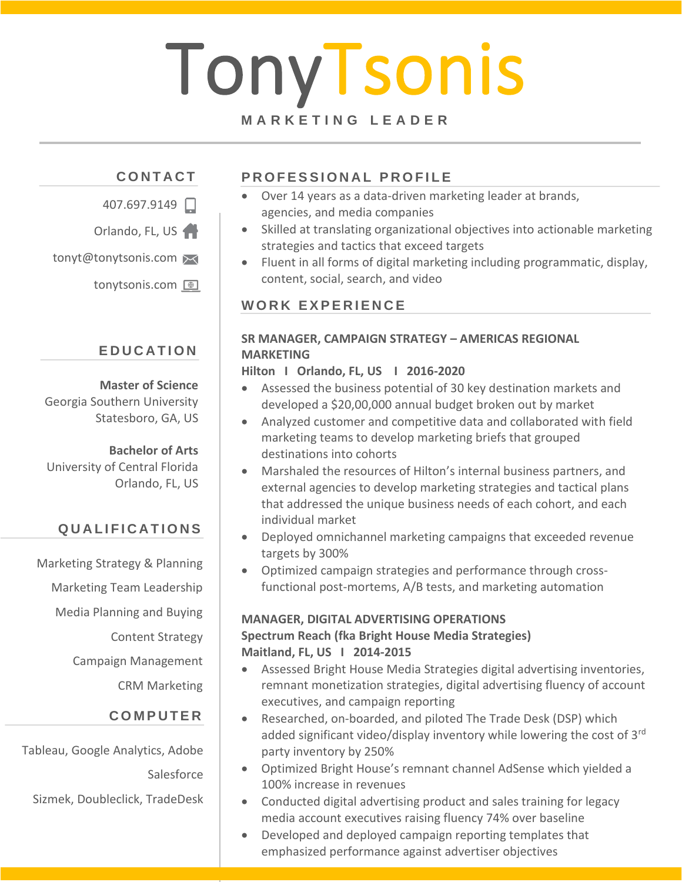# Tony Tsonis

MARKETING LEADER

## CONTACT

407.697.9149

Orlando, FL, US

tonyt@tonytsonis.com

tonytsonis.com

## EDUCATION

**Master of Science**
Georgia Southern University
Statesboro, GA, US

**Bachelor of Arts**
University of Central Florida
Orlando, FL, US

## QUALIFICATIONS

Marketing Strategy & Planning

Marketing Team Leadership

Media Planning and Buying

Content Strategy

Campaign Management

CRM Marketing

## COMPUTER

Tableau, Google Analytics, Adobe

Salesforce

Sizmek, Doubleclick, TradeDesk

## PROFESSIONAL PROFILE

- Over 14 years as a data-driven marketing leader at brands, agencies, and media companies
- Skilled at translating organizational objectives into actionable marketing strategies and tactics that exceed targets
- Fluent in all forms of digital marketing including programmatic, display, content, social, search, and video

## WORK EXPERIENCE

**SR MANAGER, CAMPAIGN STRATEGY – AMERICAS REGIONAL MARKETING**
**Hilton I Orlando, FL, US I 2016-2020**

- Assessed the business potential of 30 key destination markets and developed a $20,00,000 annual budget broken out by market
- Analyzed customer and competitive data and collaborated with field marketing teams to develop marketing briefs that grouped destinations into cohorts
- Marshaled the resources of Hilton's internal business partners, and external agencies to develop marketing strategies and tactical plans that addressed the unique business needs of each cohort, and each individual market
- Deployed omnichannel marketing campaigns that exceeded revenue targets by 300%
- Optimized campaign strategies and performance through cross-functional post-mortems, A/B tests, and marketing automation

**MANAGER, DIGITAL ADVERTISING OPERATIONS**
**Spectrum Reach (fka Bright House Media Strategies)**
**Maitland, FL, US I 2014-2015**

- Assessed Bright House Media Strategies digital advertising inventories, remnant monetization strategies, digital advertising fluency of account executives, and campaign reporting
- Researched, on-boarded, and piloted The Trade Desk (DSP) which added significant video/display inventory while lowering the cost of 3rd party inventory by 250%
- Optimized Bright House's remnant channel AdSense which yielded a 100% increase in revenues
- Conducted digital advertising product and sales training for legacy media account executives raising fluency 74% over baseline
- Developed and deployed campaign reporting templates that emphasized performance against advertiser objectives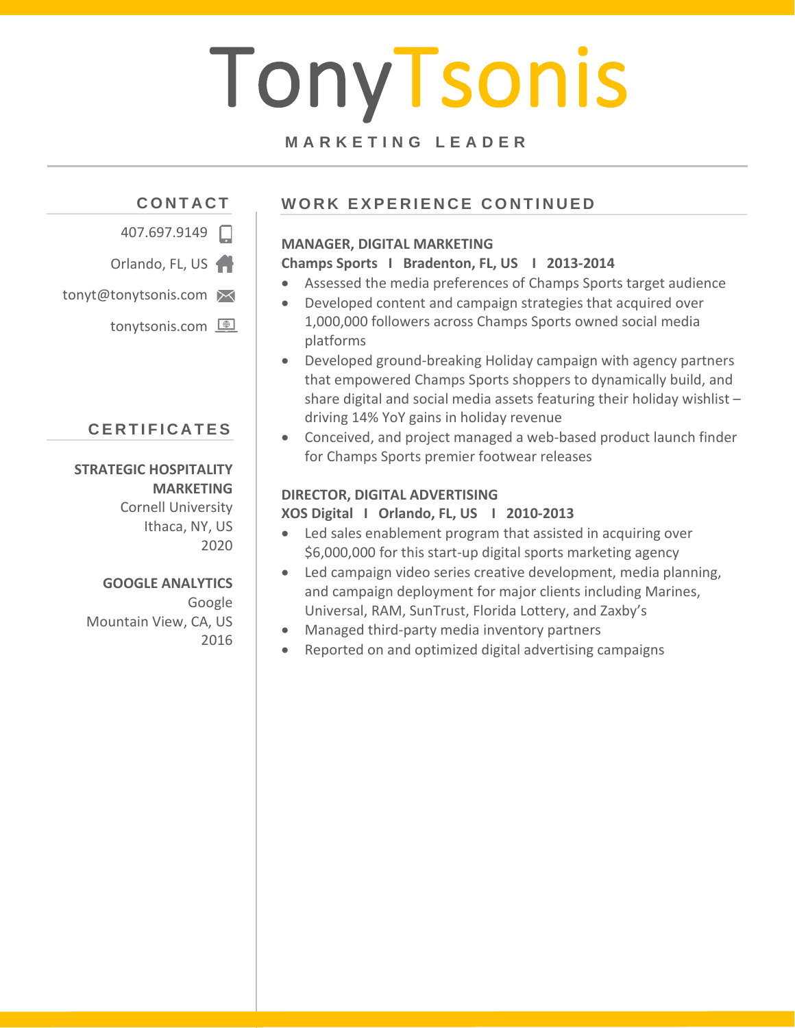# Tony Tsonis

**MARKETING LEADER**

## CONTACT

407.697.9149

Orlando, FL, US

tonyt@tonytsonis.com

tonytsonis.com

## CERTIFICATES

**STRATEGIC HOSPITALITY MARKETING**
Cornell University
Ithaca, NY, US
2020

**GOOGLE ANALYTICS**
Google
Mountain View, CA, US
2016

## WORK EXPERIENCE CONTINUED

**MANAGER, DIGITAL MARKETING**
**Champs Sports I Bradenton, FL, US I 2013-2014**

- Assessed the media preferences of Champs Sports target audience
- Developed content and campaign strategies that acquired over 1,000,000 followers across Champs Sports owned social media platforms
- Developed ground-breaking Holiday campaign with agency partners that empowered Champs Sports shoppers to dynamically build, and share digital and social media assets featuring their holiday wishlist – driving 14% YoY gains in holiday revenue
- Conceived, and project managed a web-based product launch finder for Champs Sports premier footwear releases

**DIRECTOR, DIGITAL ADVERTISING**
**XOS Digital I Orlando, FL, US I 2010-2013**

- Led sales enablement program that assisted in acquiring over $6,000,000 for this start-up digital sports marketing agency
- Led campaign video series creative development, media planning, and campaign deployment for major clients including Marines, Universal, RAM, SunTrust, Florida Lottery, and Zaxby's
- Managed third-party media inventory partners
- Reported on and optimized digital advertising campaigns